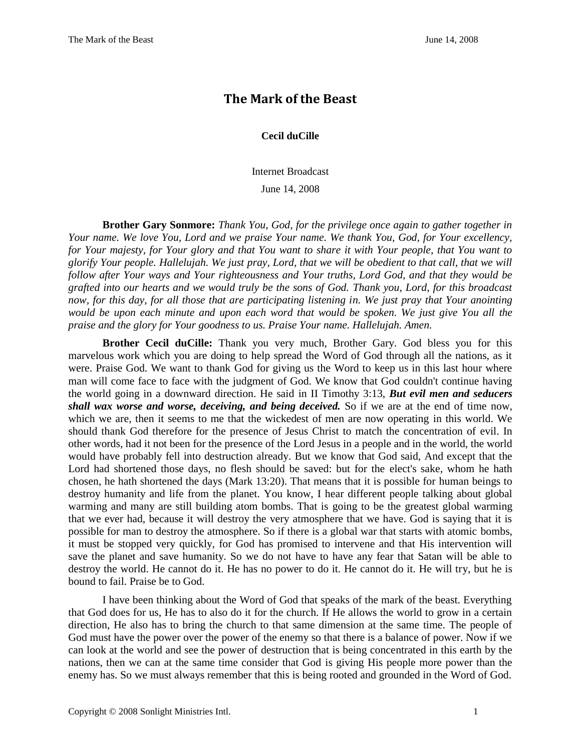# The Mark of the Beast

**Cecil duCille**

Internet Broadcast

June 14, 2008

**Brother Gary Sonmore:** *Thank You, God, for the privilege once again to gather together in Your name. We love You, Lord and we praise Your name. We thank You, God, for Your excellency, for Your majesty, for Your glory and that You want to share it with Your people, that You want to glorify Your people. Hallelujah. We just pray, Lord, that we will be obedient to that call, that we will follow after Your ways and Your righteousness and Your truths, Lord God, and that they would be grafted into our hearts and we would truly be the sons of God. Thank you, Lord, for this broadcast now, for this day, for all those that are participating listening in. We just pray that Your anointing would be upon each minute and upon each word that would be spoken. We just give You all the praise and the glory for Your goodness to us. Praise Your name. Hallelujah. Amen.*

**Brother Cecil duCille:** Thank you very much, Brother Gary. God bless you for this marvelous work which you are doing to help spread the Word of God through all the nations, as it were. Praise God. We want to thank God for giving us the Word to keep us in this last hour where man will come face to face with the judgment of God. We know that God couldn't continue having the world going in a downward direction. He said in II Timothy 3:13, ***But evil men and seducers shall wax worse and worse, deceiving, and being deceived.*** So if we are at the end of time now, which we are, then it seems to me that the wickedest of men are now operating in this world. We should thank God therefore for the presence of Jesus Christ to match the concentration of evil. In other words, had it not been for the presence of the Lord Jesus in a people and in the world, the world would have probably fell into destruction already. But we know that God said, And except that the Lord had shortened those days, no flesh should be saved: but for the elect's sake, whom he hath chosen, he hath shortened the days (Mark 13:20). That means that it is possible for human beings to destroy humanity and life from the planet. You know, I hear different people talking about global warming and many are still building atom bombs. That is going to be the greatest global warming that we ever had, because it will destroy the very atmosphere that we have. God is saying that it is possible for man to destroy the atmosphere. So if there is a global war that starts with atomic bombs, it must be stopped very quickly, for God has promised to intervene and that His intervention will save the planet and save humanity. So we do not have to have any fear that Satan will be able to destroy the world. He cannot do it. He has no power to do it. He cannot do it. He will try, but he is bound to fail. Praise be to God.

I have been thinking about the Word of God that speaks of the mark of the beast. Everything that God does for us, He has to also do it for the church. If He allows the world to grow in a certain direction, He also has to bring the church to that same dimension at the same time. The people of God must have the power over the power of the enemy so that there is a balance of power. Now if we can look at the world and see the power of destruction that is being concentrated in this earth by the nations, then we can at the same time consider that God is giving His people more power than the enemy has. So we must always remember that this is being rooted and grounded in the Word of God.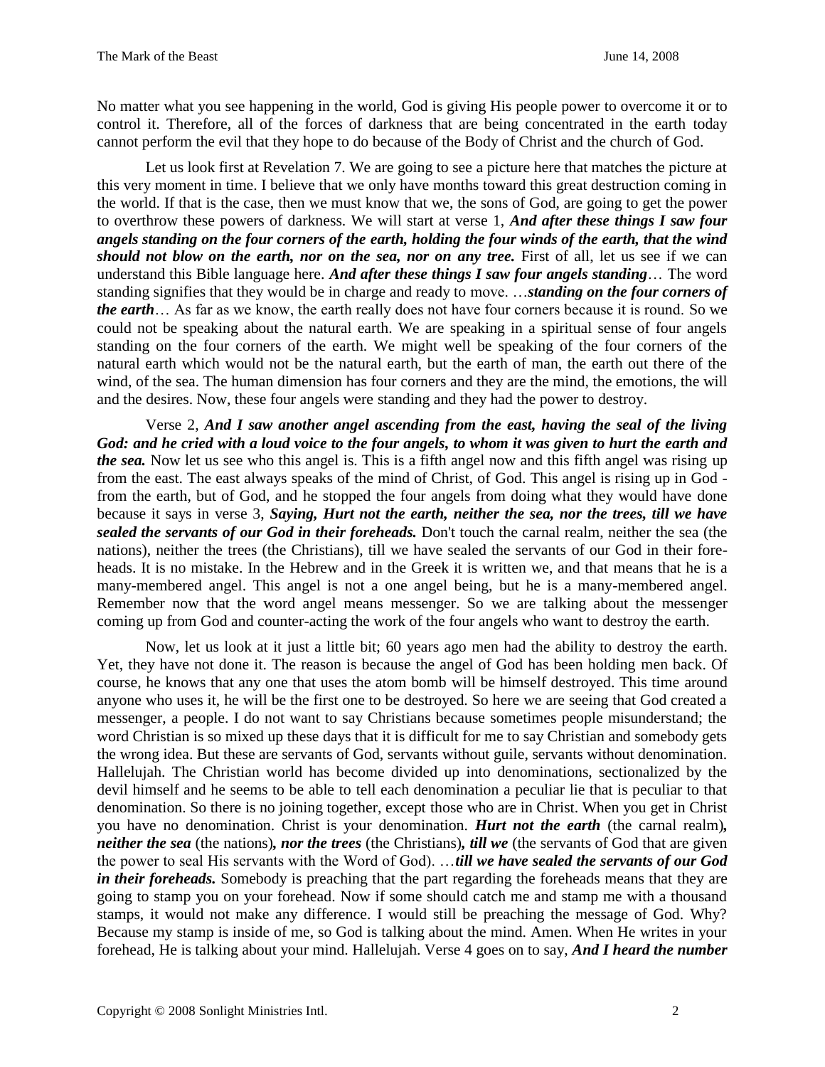No matter what you see happening in the world, God is giving His people power to overcome it or to control it. Therefore, all of the forces of darkness that are being concentrated in the earth today cannot perform the evil that they hope to do because of the Body of Christ and the church of God.

Let us look first at Revelation 7. We are going to see a picture here that matches the picture at this very moment in time. I believe that we only have months toward this great destruction coming in the world. If that is the case, then we must know that we, the sons of God, are going to get the power to overthrow these powers of darkness. We will start at verse 1, ***And after these things I saw four angels standing on the four corners of the earth, holding the four winds of the earth, that the wind should not blow on the earth, nor on the sea, nor on any tree.*** First of all, let us see if we can understand this Bible language here. ***And after these things I saw four angels standing***… The word standing signifies that they would be in charge and ready to move. …***standing on the four corners of the earth***… As far as we know, the earth really does not have four corners because it is round. So we could not be speaking about the natural earth. We are speaking in a spiritual sense of four angels standing on the four corners of the earth. We might well be speaking of the four corners of the natural earth which would not be the natural earth, but the earth of man, the earth out there of the wind, of the sea. The human dimension has four corners and they are the mind, the emotions, the will and the desires. Now, these four angels were standing and they had the power to destroy.

Verse 2, ***And I saw another angel ascending from the east, having the seal of the living God: and he cried with a loud voice to the four angels, to whom it was given to hurt the earth and the sea.*** Now let us see who this angel is. This is a fifth angel now and this fifth angel was rising up from the east. The east always speaks of the mind of Christ, of God. This angel is rising up in God - from the earth, but of God, and he stopped the four angels from doing what they would have done because it says in verse 3, ***Saying, Hurt not the earth, neither the sea, nor the trees, till we have sealed the servants of our God in their foreheads.*** Don't touch the carnal realm, neither the sea (the nations), neither the trees (the Christians), till we have sealed the servants of our God in their foreheads. It is no mistake. In the Hebrew and in the Greek it is written we, and that means that he is a many-membered angel. This angel is not a one angel being, but he is a many-membered angel. Remember now that the word angel means messenger. So we are talking about the messenger coming up from God and counter-acting the work of the four angels who want to destroy the earth.

Now, let us look at it just a little bit; 60 years ago men had the ability to destroy the earth. Yet, they have not done it. The reason is because the angel of God has been holding men back. Of course, he knows that any one that uses the atom bomb will be himself destroyed. This time around anyone who uses it, he will be the first one to be destroyed. So here we are seeing that God created a messenger, a people. I do not want to say Christians because sometimes people misunderstand; the word Christian is so mixed up these days that it is difficult for me to say Christian and somebody gets the wrong idea. But these are servants of God, servants without guile, servants without denomination. Hallelujah. The Christian world has become divided up into denominations, sectionalized by the devil himself and he seems to be able to tell each denomination a peculiar lie that is peculiar to that denomination. So there is no joining together, except those who are in Christ. When you get in Christ you have no denomination. Christ is your denomination. ***Hurt not the earth*** (the carnal realm)***, neither the sea*** (the nations)***, nor the trees*** (the Christians)***, till we*** (the servants of God that are given the power to seal His servants with the Word of God). …***till we have sealed the servants of our God in their foreheads.*** Somebody is preaching that the part regarding the foreheads means that they are going to stamp you on your forehead. Now if some should catch me and stamp me with a thousand stamps, it would not make any difference. I would still be preaching the message of God. Why? Because my stamp is inside of me, so God is talking about the mind. Amen. When He writes in your forehead, He is talking about your mind. Hallelujah. Verse 4 goes on to say, ***And I heard the number***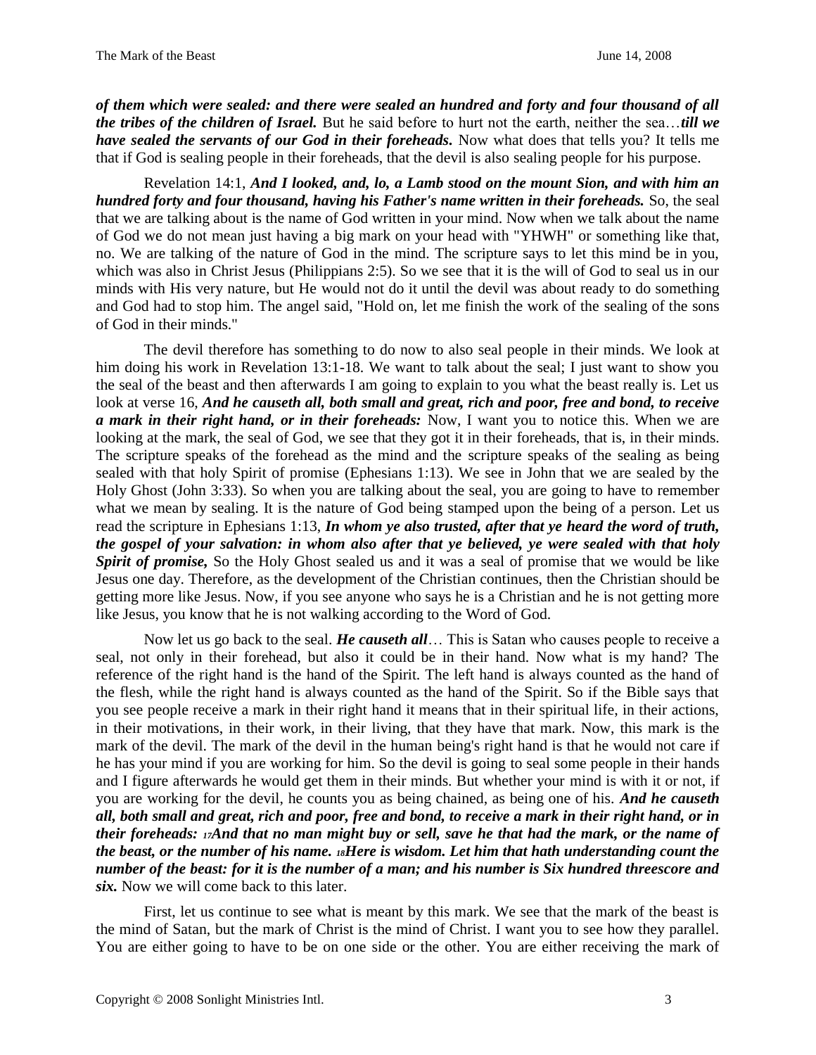***of them which were sealed: and there were sealed an hundred and forty and four thousand of all the tribes of the children of Israel.*** But he said before to hurt not the earth, neither the sea…***till we have sealed the servants of our God in their foreheads.*** Now what does that tells you? It tells me that if God is sealing people in their foreheads, that the devil is also sealing people for his purpose.

Revelation 14:1, ***And I looked, and, lo, a Lamb stood on the mount Sion, and with him an hundred forty and four thousand, having his Father's name written in their foreheads.*** So, the seal that we are talking about is the name of God written in your mind. Now when we talk about the name of God we do not mean just having a big mark on your head with "YHWH" or something like that, no. We are talking of the nature of God in the mind. The scripture says to let this mind be in you, which was also in Christ Jesus (Philippians 2:5). So we see that it is the will of God to seal us in our minds with His very nature, but He would not do it until the devil was about ready to do something and God had to stop him. The angel said, "Hold on, let me finish the work of the sealing of the sons of God in their minds."

The devil therefore has something to do now to also seal people in their minds. We look at him doing his work in Revelation 13:1-18. We want to talk about the seal; I just want to show you the seal of the beast and then afterwards I am going to explain to you what the beast really is. Let us look at verse 16, ***And he causeth all, both small and great, rich and poor, free and bond, to receive a mark in their right hand, or in their foreheads:*** Now, I want you to notice this. When we are looking at the mark, the seal of God, we see that they got it in their foreheads, that is, in their minds. The scripture speaks of the forehead as the mind and the scripture speaks of the sealing as being sealed with that holy Spirit of promise (Ephesians 1:13). We see in John that we are sealed by the Holy Ghost (John 3:33). So when you are talking about the seal, you are going to have to remember what we mean by sealing. It is the nature of God being stamped upon the being of a person. Let us read the scripture in Ephesians 1:13, ***In whom ye also trusted, after that ye heard the word of truth, the gospel of your salvation: in whom also after that ye believed, ye were sealed with that holy Spirit of promise,*** So the Holy Ghost sealed us and it was a seal of promise that we would be like Jesus one day. Therefore, as the development of the Christian continues, then the Christian should be getting more like Jesus. Now, if you see anyone who says he is a Christian and he is not getting more like Jesus, you know that he is not walking according to the Word of God.

Now let us go back to the seal. ***He causeth all***… This is Satan who causes people to receive a seal, not only in their forehead, but also it could be in their hand. Now what is my hand? The reference of the right hand is the hand of the Spirit. The left hand is always counted as the hand of the flesh, while the right hand is always counted as the hand of the Spirit. So if the Bible says that you see people receive a mark in their right hand it means that in their spiritual life, in their actions, in their motivations, in their work, in their living, that they have that mark. Now, this mark is the mark of the devil. The mark of the devil in the human being's right hand is that he would not care if he has your mind if you are working for him. So the devil is going to seal some people in their hands and I figure afterwards he would get them in their minds. But whether your mind is with it or not, if you are working for the devil, he counts you as being chained, as being one of his. ***And he causeth all, both small and great, rich and poor, free and bond, to receive a mark in their right hand, or in their foreheads: 17And that no man might buy or sell, save he that had the mark, or the name of the beast, or the number of his name. 18Here is wisdom. Let him that hath understanding count the number of the beast: for it is the number of a man; and his number is Six hundred threescore and six.*** Now we will come back to this later.

First, let us continue to see what is meant by this mark. We see that the mark of the beast is the mind of Satan, but the mark of Christ is the mind of Christ. I want you to see how they parallel. You are either going to have to be on one side or the other. You are either receiving the mark of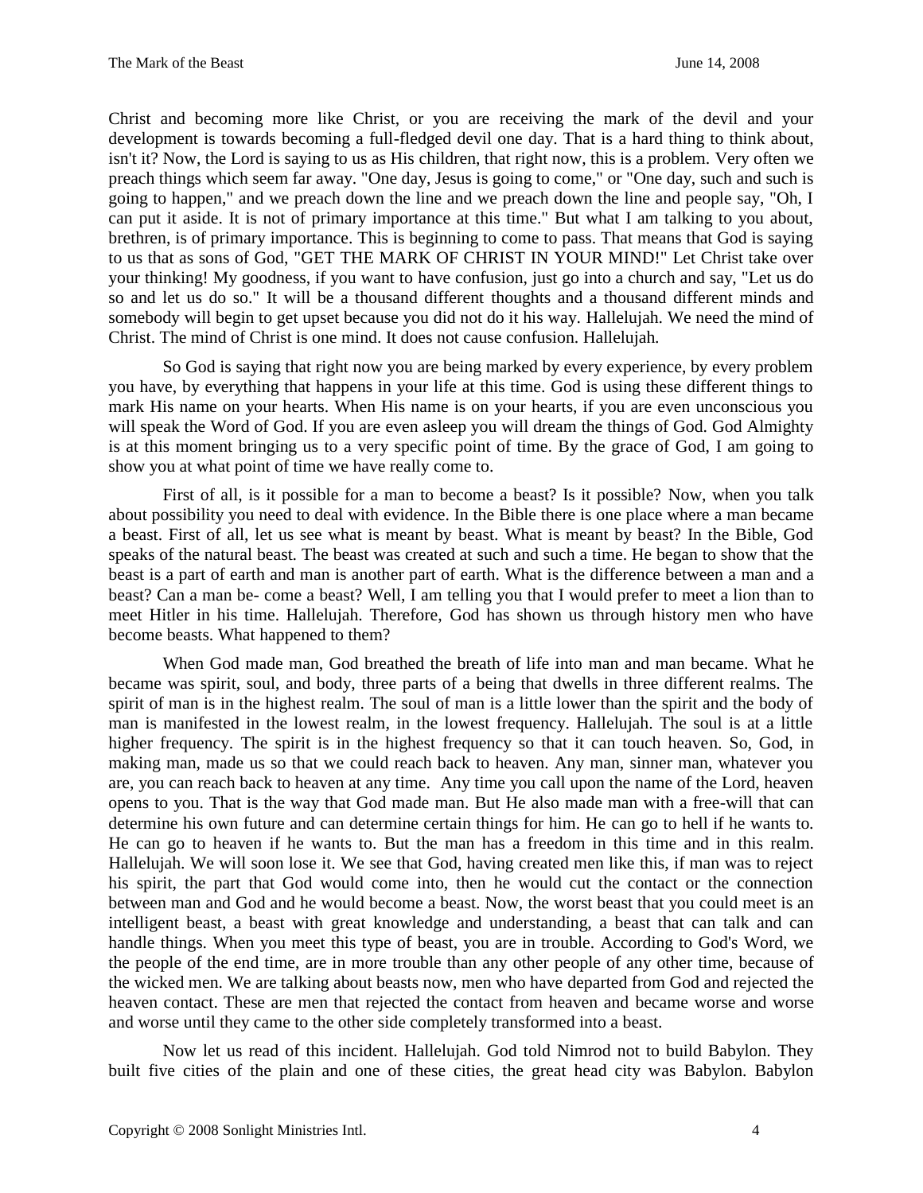Christ and becoming more like Christ, or you are receiving the mark of the devil and your development is towards becoming a full-fledged devil one day. That is a hard thing to think about, isn't it? Now, the Lord is saying to us as His children, that right now, this is a problem. Very often we preach things which seem far away. "One day, Jesus is going to come," or "One day, such and such is going to happen," and we preach down the line and we preach down the line and people say, "Oh, I can put it aside. It is not of primary importance at this time." But what I am talking to you about, brethren, is of primary importance. This is beginning to come to pass. That means that God is saying to us that as sons of God, "GET THE MARK OF CHRIST IN YOUR MIND!" Let Christ take over your thinking! My goodness, if you want to have confusion, just go into a church and say, "Let us do so and let us do so." It will be a thousand different thoughts and a thousand different minds and somebody will begin to get upset because you did not do it his way. Hallelujah. We need the mind of Christ. The mind of Christ is one mind. It does not cause confusion. Hallelujah.

So God is saying that right now you are being marked by every experience, by every problem you have, by everything that happens in your life at this time. God is using these different things to mark His name on your hearts. When His name is on your hearts, if you are even unconscious you will speak the Word of God. If you are even asleep you will dream the things of God. God Almighty is at this moment bringing us to a very specific point of time. By the grace of God, I am going to show you at what point of time we have really come to.

First of all, is it possible for a man to become a beast? Is it possible? Now, when you talk about possibility you need to deal with evidence. In the Bible there is one place where a man became a beast. First of all, let us see what is meant by beast. What is meant by beast? In the Bible, God speaks of the natural beast. The beast was created at such and such a time. He began to show that the beast is a part of earth and man is another part of earth. What is the difference between a man and a beast? Can a man be- come a beast? Well, I am telling you that I would prefer to meet a lion than to meet Hitler in his time. Hallelujah. Therefore, God has shown us through history men who have become beasts. What happened to them?

When God made man, God breathed the breath of life into man and man became. What he became was spirit, soul, and body, three parts of a being that dwells in three different realms. The spirit of man is in the highest realm. The soul of man is a little lower than the spirit and the body of man is manifested in the lowest realm, in the lowest frequency. Hallelujah. The soul is at a little higher frequency. The spirit is in the highest frequency so that it can touch heaven. So, God, in making man, made us so that we could reach back to heaven. Any man, sinner man, whatever you are, you can reach back to heaven at any time. Any time you call upon the name of the Lord, heaven opens to you. That is the way that God made man. But He also made man with a free-will that can determine his own future and can determine certain things for him. He can go to hell if he wants to. He can go to heaven if he wants to. But the man has a freedom in this time and in this realm. Hallelujah. We will soon lose it. We see that God, having created men like this, if man was to reject his spirit, the part that God would come into, then he would cut the contact or the connection between man and God and he would become a beast. Now, the worst beast that you could meet is an intelligent beast, a beast with great knowledge and understanding, a beast that can talk and can handle things. When you meet this type of beast, you are in trouble. According to God's Word, we the people of the end time, are in more trouble than any other people of any other time, because of the wicked men. We are talking about beasts now, men who have departed from God and rejected the heaven contact. These are men that rejected the contact from heaven and became worse and worse and worse until they came to the other side completely transformed into a beast.

Now let us read of this incident. Hallelujah. God told Nimrod not to build Babylon. They built five cities of the plain and one of these cities, the great head city was Babylon. Babylon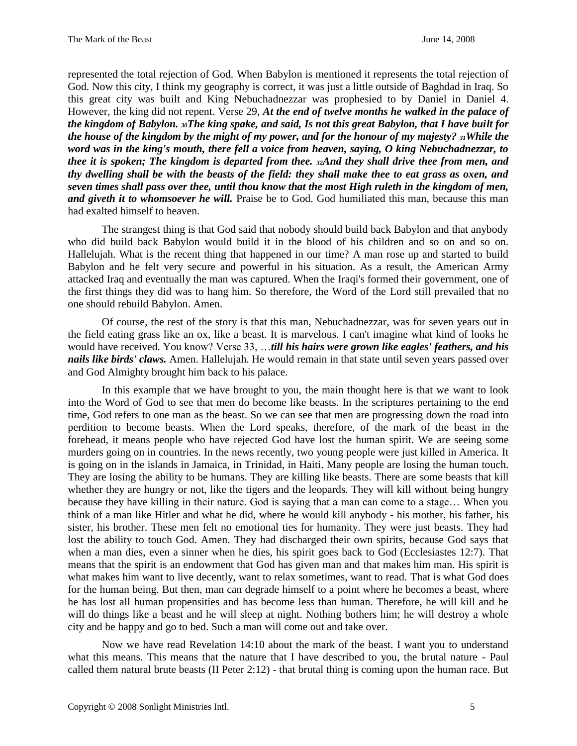represented the total rejection of God. When Babylon is mentioned it represents the total rejection of God. Now this city, I think my geography is correct, it was just a little outside of Baghdad in Iraq. So this great city was built and King Nebuchadnezzar was prophesied to by Daniel in Daniel 4. However, the king did not repent. Verse 29, ***At the end of twelve months he walked in the palace of the kingdom of Babylon. 30The king spake, and said, Is not this great Babylon, that I have built for the house of the kingdom by the might of my power, and for the honour of my majesty? 31While the word was in the king's mouth, there fell a voice from heaven, saying, O king Nebuchadnezzar, to thee it is spoken; The kingdom is departed from thee. 32And they shall drive thee from men, and thy dwelling shall be with the beasts of the field: they shall make thee to eat grass as oxen, and seven times shall pass over thee, until thou know that the most High ruleth in the kingdom of men, and giveth it to whomsoever he will.*** Praise be to God. God humiliated this man, because this man had exalted himself to heaven.

The strangest thing is that God said that nobody should build back Babylon and that anybody who did build back Babylon would build it in the blood of his children and so on and so on. Hallelujah. What is the recent thing that happened in our time? A man rose up and started to build Babylon and he felt very secure and powerful in his situation. As a result, the American Army attacked Iraq and eventually the man was captured. When the Iraqi's formed their government, one of the first things they did was to hang him. So therefore, the Word of the Lord still prevailed that no one should rebuild Babylon. Amen.

Of course, the rest of the story is that this man, Nebuchadnezzar, was for seven years out in the field eating grass like an ox, like a beast. It is marvelous. I can't imagine what kind of looks he would have received. You know? Verse 33, …***till his hairs were grown like eagles' feathers, and his nails like birds' claws.*** Amen. Hallelujah. He would remain in that state until seven years passed over and God Almighty brought him back to his palace.

In this example that we have brought to you, the main thought here is that we want to look into the Word of God to see that men do become like beasts. In the scriptures pertaining to the end time, God refers to one man as the beast. So we can see that men are progressing down the road into perdition to become beasts. When the Lord speaks, therefore, of the mark of the beast in the forehead, it means people who have rejected God have lost the human spirit. We are seeing some murders going on in countries. In the news recently, two young people were just killed in America. It is going on in the islands in Jamaica, in Trinidad, in Haiti. Many people are losing the human touch. They are losing the ability to be humans. They are killing like beasts. There are some beasts that kill whether they are hungry or not, like the tigers and the leopards. They will kill without being hungry because they have killing in their nature. God is saying that a man can come to a stage… When you think of a man like Hitler and what he did, where he would kill anybody - his mother, his father, his sister, his brother. These men felt no emotional ties for humanity. They were just beasts. They had lost the ability to touch God. Amen. They had discharged their own spirits, because God says that when a man dies, even a sinner when he dies, his spirit goes back to God (Ecclesiastes 12:7). That means that the spirit is an endowment that God has given man and that makes him man. His spirit is what makes him want to live decently, want to relax sometimes, want to read. That is what God does for the human being. But then, man can degrade himself to a point where he becomes a beast, where he has lost all human propensities and has become less than human. Therefore, he will kill and he will do things like a beast and he will sleep at night. Nothing bothers him; he will destroy a whole city and be happy and go to bed. Such a man will come out and take over.

Now we have read Revelation 14:10 about the mark of the beast. I want you to understand what this means. This means that the nature that I have described to you, the brutal nature - Paul called them natural brute beasts (II Peter 2:12) - that brutal thing is coming upon the human race. But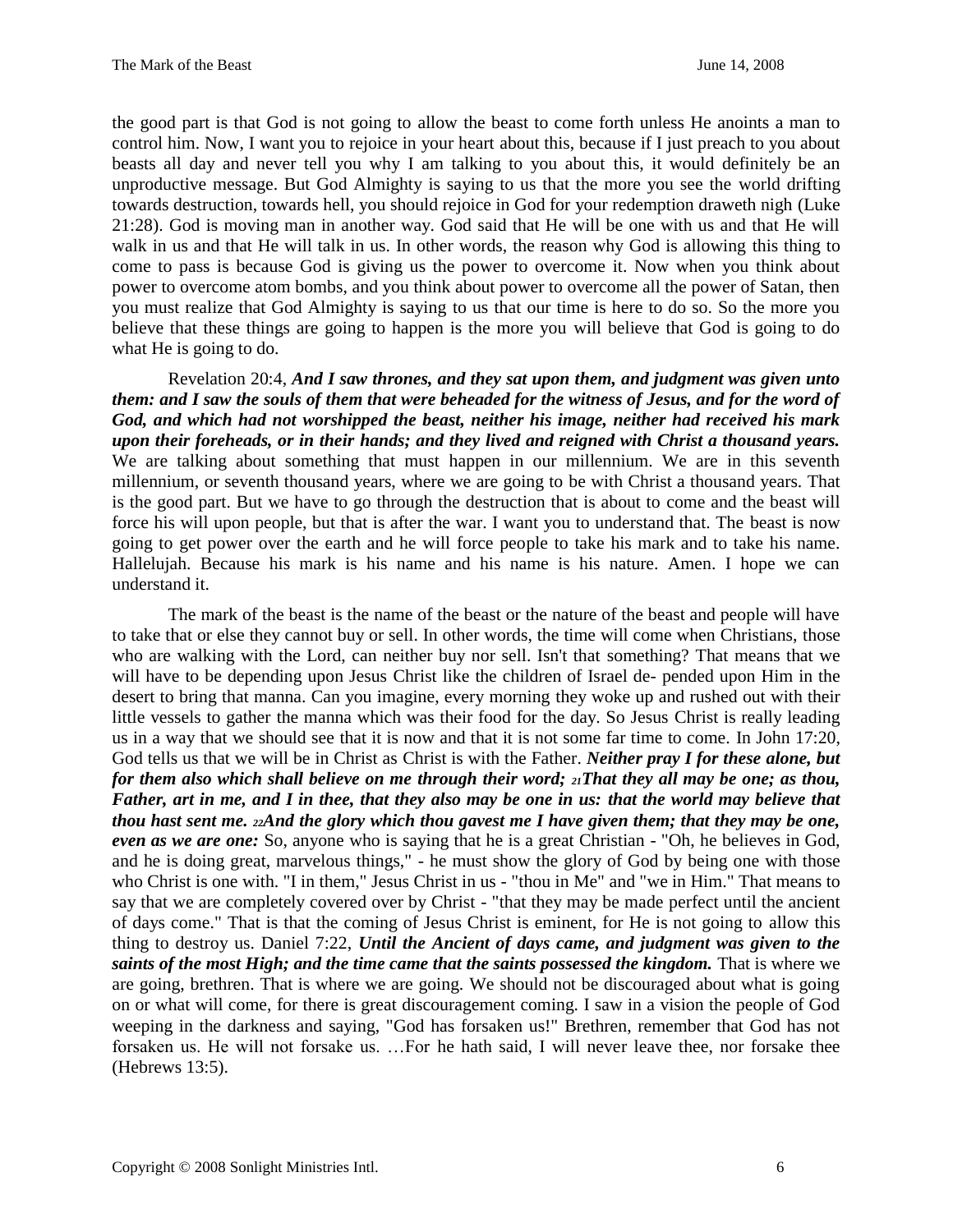the good part is that God is not going to allow the beast to come forth unless He anoints a man to control him. Now, I want you to rejoice in your heart about this, because if I just preach to you about beasts all day and never tell you why I am talking to you about this, it would definitely be an unproductive message. But God Almighty is saying to us that the more you see the world drifting towards destruction, towards hell, you should rejoice in God for your redemption draweth nigh (Luke 21:28). God is moving man in another way. God said that He will be one with us and that He will walk in us and that He will talk in us. In other words, the reason why God is allowing this thing to come to pass is because God is giving us the power to overcome it. Now when you think about power to overcome atom bombs, and you think about power to overcome all the power of Satan, then you must realize that God Almighty is saying to us that our time is here to do so. So the more you believe that these things are going to happen is the more you will believe that God is going to do what He is going to do.

Revelation 20:4, ***And I saw thrones, and they sat upon them, and judgment was given unto them: and I saw the souls of them that were beheaded for the witness of Jesus, and for the word of God, and which had not worshipped the beast, neither his image, neither had received his mark upon their foreheads, or in their hands; and they lived and reigned with Christ a thousand years.*** We are talking about something that must happen in our millennium. We are in this seventh millennium, or seventh thousand years, where we are going to be with Christ a thousand years. That is the good part. But we have to go through the destruction that is about to come and the beast will force his will upon people, but that is after the war. I want you to understand that. The beast is now going to get power over the earth and he will force people to take his mark and to take his name. Hallelujah. Because his mark is his name and his name is his nature. Amen. I hope we can understand it.

The mark of the beast is the name of the beast or the nature of the beast and people will have to take that or else they cannot buy or sell. In other words, the time will come when Christians, those who are walking with the Lord, can neither buy nor sell. Isn't that something? That means that we will have to be depending upon Jesus Christ like the children of Israel de- pended upon Him in the desert to bring that manna. Can you imagine, every morning they woke up and rushed out with their little vessels to gather the manna which was their food for the day. So Jesus Christ is really leading us in a way that we should see that it is now and that it is not some far time to come. In John 17:20, God tells us that we will be in Christ as Christ is with the Father. ***Neither pray I for these alone, but for them also which shall believe on me through their word; 21That they all may be one; as thou, Father, art in me, and I in thee, that they also may be one in us: that the world may believe that thou hast sent me. 22And the glory which thou gavest me I have given them; that they may be one, even as we are one:*** So, anyone who is saying that he is a great Christian - "Oh, he believes in God, and he is doing great, marvelous things," - he must show the glory of God by being one with those who Christ is one with. "I in them," Jesus Christ in us - "thou in Me" and "we in Him." That means to say that we are completely covered over by Christ - "that they may be made perfect until the ancient of days come." That is that the coming of Jesus Christ is eminent, for He is not going to allow this thing to destroy us. Daniel 7:22, ***Until the Ancient of days came, and judgment was given to the saints of the most High; and the time came that the saints possessed the kingdom.*** That is where we are going, brethren. That is where we are going. We should not be discouraged about what is going on or what will come, for there is great discouragement coming. I saw in a vision the people of God weeping in the darkness and saying, "God has forsaken us!" Brethren, remember that God has not forsaken us. He will not forsake us. …For he hath said, I will never leave thee, nor forsake thee (Hebrews 13:5).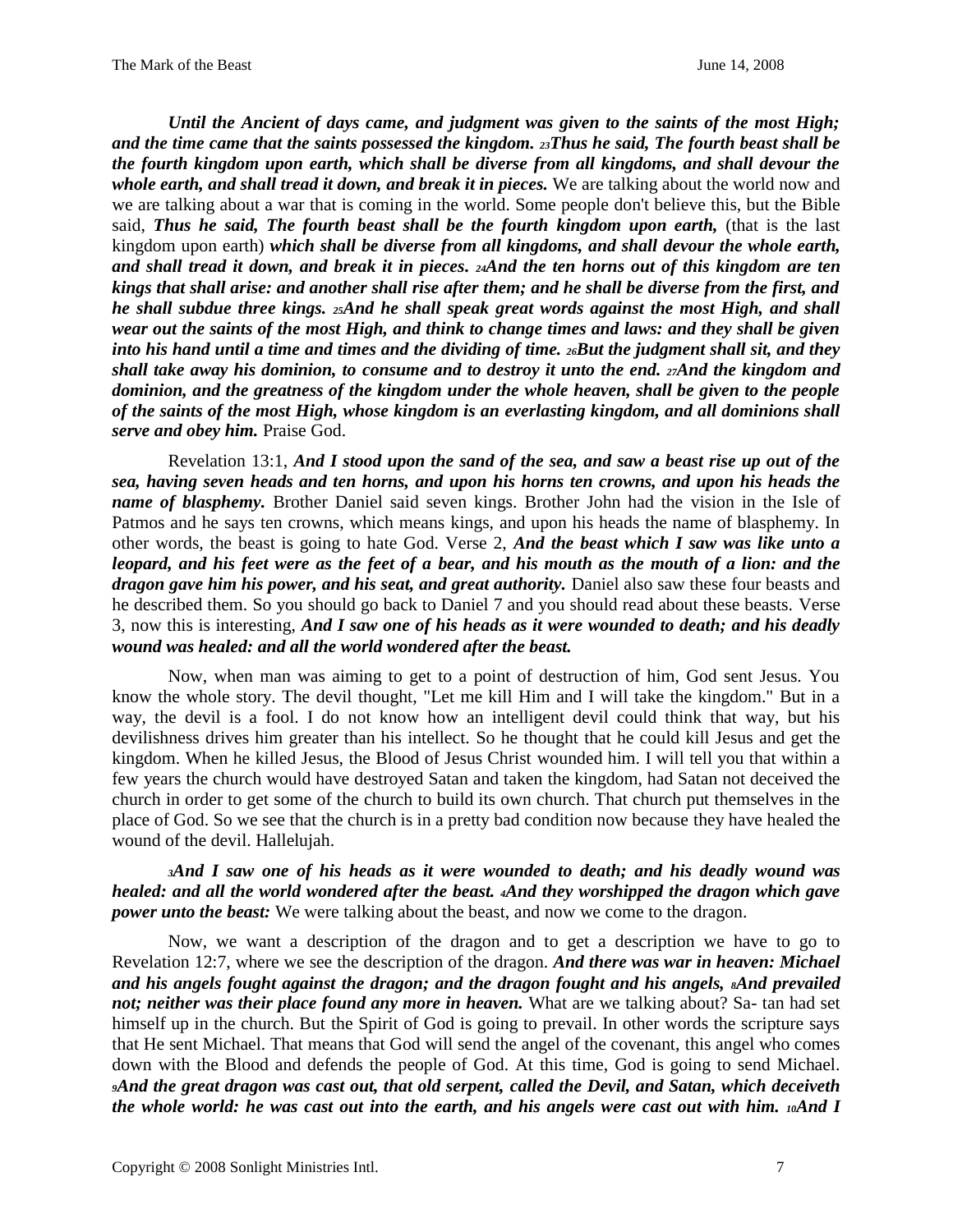***Until the Ancient of days came, and judgment was given to the saints of the most High; and the time came that the saints possessed the kingdom. 23Thus he said, The fourth beast shall be the fourth kingdom upon earth, which shall be diverse from all kingdoms, and shall devour the whole earth, and shall tread it down, and break it in pieces.*** We are talking about the world now and we are talking about a war that is coming in the world. Some people don't believe this, but the Bible said, ***Thus he said, The fourth beast shall be the fourth kingdom upon earth,*** (that is the last kingdom upon earth) ***which shall be diverse from all kingdoms, and shall devour the whole earth, and shall tread it down, and break it in pieces. 24And the ten horns out of this kingdom are ten kings that shall arise: and another shall rise after them; and he shall be diverse from the first, and he shall subdue three kings. 25And he shall speak great words against the most High, and shall wear out the saints of the most High, and think to change times and laws: and they shall be given into his hand until a time and times and the dividing of time. 26But the judgment shall sit, and they shall take away his dominion, to consume and to destroy it unto the end. 27And the kingdom and dominion, and the greatness of the kingdom under the whole heaven, shall be given to the people of the saints of the most High, whose kingdom is an everlasting kingdom, and all dominions shall serve and obey him.*** Praise God.

Revelation 13:1, ***And I stood upon the sand of the sea, and saw a beast rise up out of the sea, having seven heads and ten horns, and upon his horns ten crowns, and upon his heads the name of blasphemy.*** Brother Daniel said seven kings. Brother John had the vision in the Isle of Patmos and he says ten crowns, which means kings, and upon his heads the name of blasphemy. In other words, the beast is going to hate God. Verse 2, ***And the beast which I saw was like unto a leopard, and his feet were as the feet of a bear, and his mouth as the mouth of a lion: and the dragon gave him his power, and his seat, and great authority.*** Daniel also saw these four beasts and he described them. So you should go back to Daniel 7 and you should read about these beasts. Verse 3, now this is interesting, ***And I saw one of his heads as it were wounded to death; and his deadly wound was healed: and all the world wondered after the beast.***

Now, when man was aiming to get to a point of destruction of him, God sent Jesus. You know the whole story. The devil thought, "Let me kill Him and I will take the kingdom." But in a way, the devil is a fool. I do not know how an intelligent devil could think that way, but his devilishness drives him greater than his intellect. So he thought that he could kill Jesus and get the kingdom. When he killed Jesus, the Blood of Jesus Christ wounded him. I will tell you that within a few years the church would have destroyed Satan and taken the kingdom, had Satan not deceived the church in order to get some of the church to build its own church. That church put themselves in the place of God. So we see that the church is in a pretty bad condition now because they have healed the wound of the devil. Hallelujah.

***3And I saw one of his heads as it were wounded to death; and his deadly wound was healed: and all the world wondered after the beast. 4And they worshipped the dragon which gave power unto the beast:*** We were talking about the beast, and now we come to the dragon.

Now, we want a description of the dragon and to get a description we have to go to Revelation 12:7, where we see the description of the dragon. ***And there was war in heaven: Michael and his angels fought against the dragon; and the dragon fought and his angels, 8And prevailed not; neither was their place found any more in heaven.*** What are we talking about? Sa- tan had set himself up in the church. But the Spirit of God is going to prevail. In other words the scripture says that He sent Michael. That means that God will send the angel of the covenant, this angel who comes down with the Blood and defends the people of God. At this time, God is going to send Michael. ***9And the great dragon was cast out, that old serpent, called the Devil, and Satan, which deceiveth the whole world: he was cast out into the earth, and his angels were cast out with him. 10And I***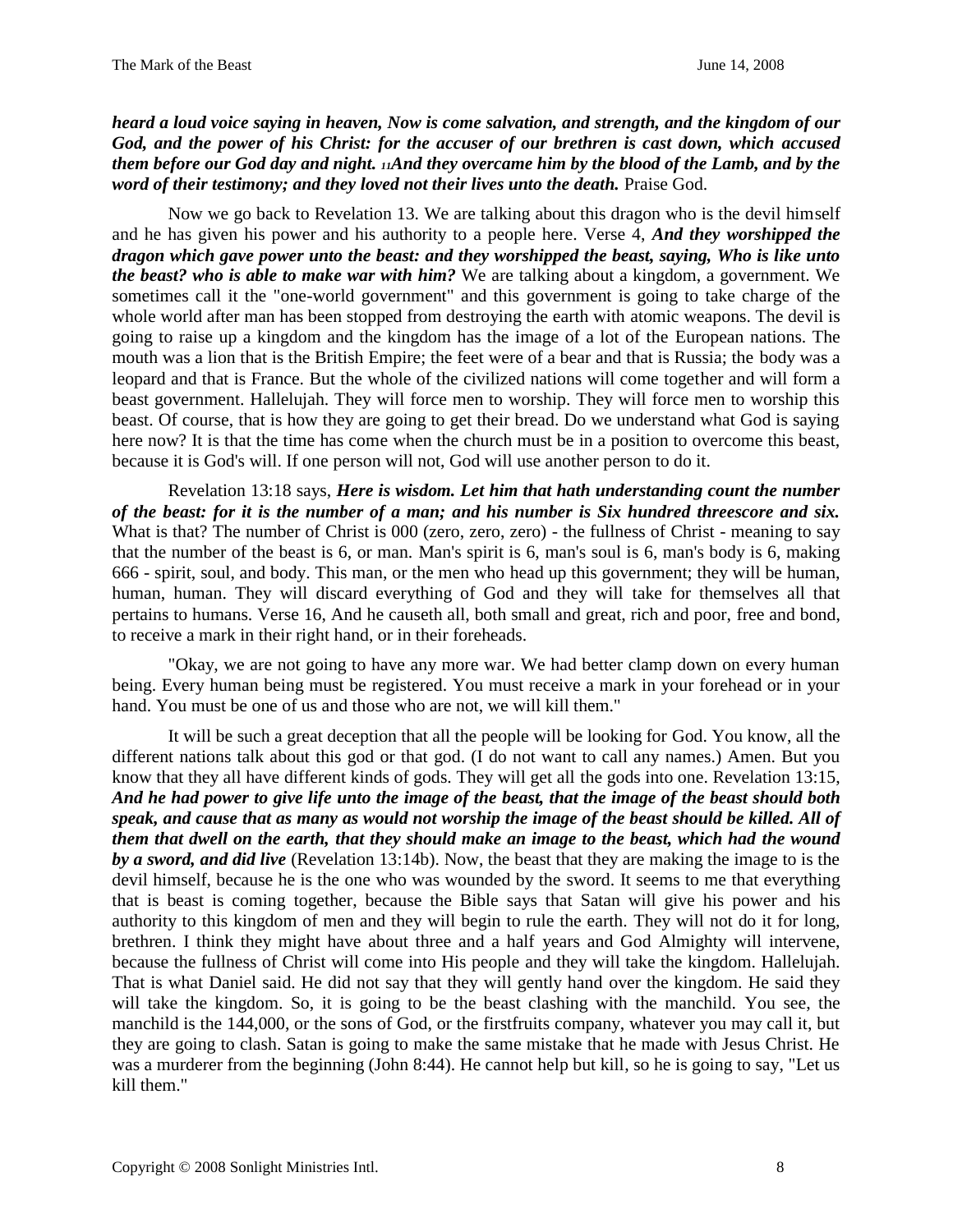***heard a loud voice saying in heaven, Now is come salvation, and strength, and the kingdom of our God, and the power of his Christ: for the accuser of our brethren is cast down, which accused them before our God day and night. 11And they overcame him by the blood of the Lamb, and by the word of their testimony; and they loved not their lives unto the death.*** Praise God.

Now we go back to Revelation 13. We are talking about this dragon who is the devil himself and he has given his power and his authority to a people here. Verse 4, ***And they worshipped the dragon which gave power unto the beast: and they worshipped the beast, saying, Who is like unto the beast? who is able to make war with him?*** We are talking about a kingdom, a government. We sometimes call it the "one-world government" and this government is going to take charge of the whole world after man has been stopped from destroying the earth with atomic weapons. The devil is going to raise up a kingdom and the kingdom has the image of a lot of the European nations. The mouth was a lion that is the British Empire; the feet were of a bear and that is Russia; the body was a leopard and that is France. But the whole of the civilized nations will come together and will form a beast government. Hallelujah. They will force men to worship. They will force men to worship this beast. Of course, that is how they are going to get their bread. Do we understand what God is saying here now? It is that the time has come when the church must be in a position to overcome this beast, because it is God's will. If one person will not, God will use another person to do it.

Revelation 13:18 says, ***Here is wisdom. Let him that hath understanding count the number of the beast: for it is the number of a man; and his number is Six hundred threescore and six.*** What is that? The number of Christ is 000 (zero, zero, zero) - the fullness of Christ - meaning to say that the number of the beast is 6, or man. Man's spirit is 6, man's soul is 6, man's body is 6, making 666 - spirit, soul, and body. This man, or the men who head up this government; they will be human, human, human. They will discard everything of God and they will take for themselves all that pertains to humans. Verse 16, And he causeth all, both small and great, rich and poor, free and bond, to receive a mark in their right hand, or in their foreheads.

"Okay, we are not going to have any more war. We had better clamp down on every human being. Every human being must be registered. You must receive a mark in your forehead or in your hand. You must be one of us and those who are not, we will kill them."

It will be such a great deception that all the people will be looking for God. You know, all the different nations talk about this god or that god. (I do not want to call any names.) Amen. But you know that they all have different kinds of gods. They will get all the gods into one. Revelation 13:15, ***And he had power to give life unto the image of the beast, that the image of the beast should both speak, and cause that as many as would not worship the image of the beast should be killed. All of them that dwell on the earth, that they should make an image to the beast, which had the wound by a sword, and did live*** (Revelation 13:14b). Now, the beast that they are making the image to is the devil himself, because he is the one who was wounded by the sword. It seems to me that everything that is beast is coming together, because the Bible says that Satan will give his power and his authority to this kingdom of men and they will begin to rule the earth. They will not do it for long, brethren. I think they might have about three and a half years and God Almighty will intervene, because the fullness of Christ will come into His people and they will take the kingdom. Hallelujah. That is what Daniel said. He did not say that they will gently hand over the kingdom. He said they will take the kingdom. So, it is going to be the beast clashing with the manchild. You see, the manchild is the 144,000, or the sons of God, or the firstfruits company, whatever you may call it, but they are going to clash. Satan is going to make the same mistake that he made with Jesus Christ. He was a murderer from the beginning (John 8:44). He cannot help but kill, so he is going to say, "Let us kill them."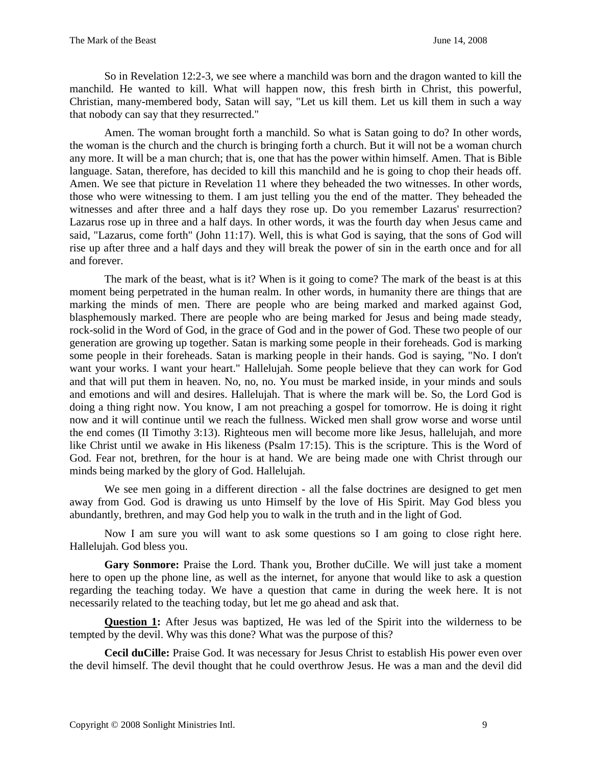So in Revelation 12:2-3, we see where a manchild was born and the dragon wanted to kill the manchild. He wanted to kill. What will happen now, this fresh birth in Christ, this powerful, Christian, many-membered body, Satan will say, "Let us kill them. Let us kill them in such a way that nobody can say that they resurrected."

Amen. The woman brought forth a manchild. So what is Satan going to do? In other words, the woman is the church and the church is bringing forth a church. But it will not be a woman church any more. It will be a man church; that is, one that has the power within himself. Amen. That is Bible language. Satan, therefore, has decided to kill this manchild and he is going to chop their heads off. Amen. We see that picture in Revelation 11 where they beheaded the two witnesses. In other words, those who were witnessing to them. I am just telling you the end of the matter. They beheaded the witnesses and after three and a half days they rose up. Do you remember Lazarus' resurrection? Lazarus rose up in three and a half days. In other words, it was the fourth day when Jesus came and said, "Lazarus, come forth" (John 11:17). Well, this is what God is saying, that the sons of God will rise up after three and a half days and they will break the power of sin in the earth once and for all and forever.

The mark of the beast, what is it? When is it going to come? The mark of the beast is at this moment being perpetrated in the human realm. In other words, in humanity there are things that are marking the minds of men. There are people who are being marked and marked against God, blasphemously marked. There are people who are being marked for Jesus and being made steady, rock-solid in the Word of God, in the grace of God and in the power of God. These two people of our generation are growing up together. Satan is marking some people in their foreheads. God is marking some people in their foreheads. Satan is marking people in their hands. God is saying, "No. I don't want your works. I want your heart." Hallelujah. Some people believe that they can work for God and that will put them in heaven. No, no, no. You must be marked inside, in your minds and souls and emotions and will and desires. Hallelujah. That is where the mark will be. So, the Lord God is doing a thing right now. You know, I am not preaching a gospel for tomorrow. He is doing it right now and it will continue until we reach the fullness. Wicked men shall grow worse and worse until the end comes (II Timothy 3:13). Righteous men will become more like Jesus, hallelujah, and more like Christ until we awake in His likeness (Psalm 17:15). This is the scripture. This is the Word of God. Fear not, brethren, for the hour is at hand. We are being made one with Christ through our minds being marked by the glory of God. Hallelujah.

We see men going in a different direction - all the false doctrines are designed to get men away from God. God is drawing us unto Himself by the love of His Spirit. May God bless you abundantly, brethren, and may God help you to walk in the truth and in the light of God.

Now I am sure you will want to ask some questions so I am going to close right here. Hallelujah. God bless you.

**Gary Sonmore:** Praise the Lord. Thank you, Brother duCille. We will just take a moment here to open up the phone line, as well as the internet, for anyone that would like to ask a question regarding the teaching today. We have a question that came in during the week here. It is not necessarily related to the teaching today, but let me go ahead and ask that.

**Question 1:** After Jesus was baptized, He was led of the Spirit into the wilderness to be tempted by the devil. Why was this done? What was the purpose of this?

**Cecil duCille:** Praise God. It was necessary for Jesus Christ to establish His power even over the devil himself. The devil thought that he could overthrow Jesus. He was a man and the devil did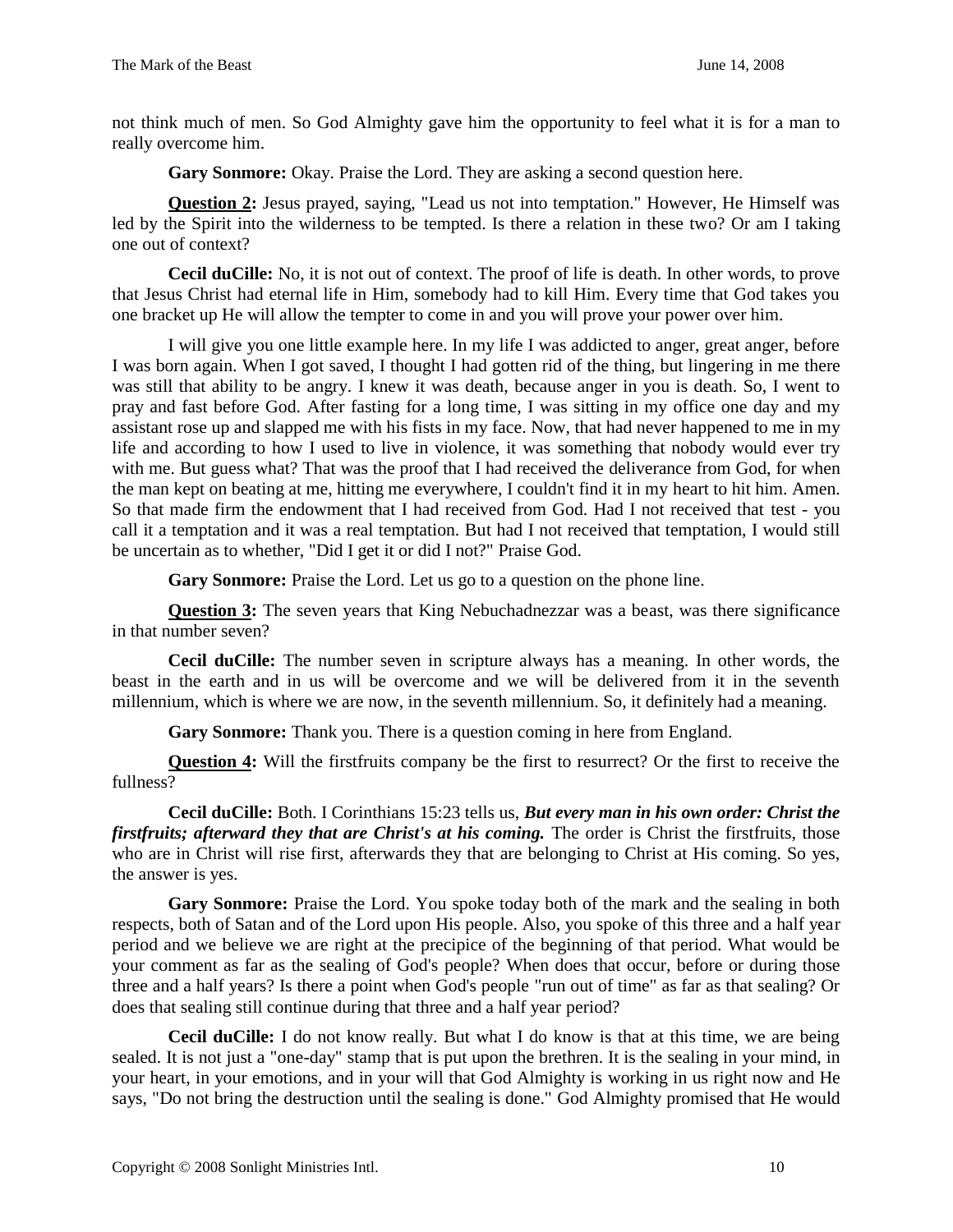not think much of men. So God Almighty gave him the opportunity to feel what it is for a man to really overcome him.

**Gary Sonmore:** Okay. Praise the Lord. They are asking a second question here.

**Question 2:** Jesus prayed, saying, "Lead us not into temptation." However, He Himself was led by the Spirit into the wilderness to be tempted. Is there a relation in these two? Or am I taking one out of context?

**Cecil duCille:** No, it is not out of context. The proof of life is death. In other words, to prove that Jesus Christ had eternal life in Him, somebody had to kill Him. Every time that God takes you one bracket up He will allow the tempter to come in and you will prove your power over him.

I will give you one little example here. In my life I was addicted to anger, great anger, before I was born again. When I got saved, I thought I had gotten rid of the thing, but lingering in me there was still that ability to be angry. I knew it was death, because anger in you is death. So, I went to pray and fast before God. After fasting for a long time, I was sitting in my office one day and my assistant rose up and slapped me with his fists in my face. Now, that had never happened to me in my life and according to how I used to live in violence, it was something that nobody would ever try with me. But guess what? That was the proof that I had received the deliverance from God, for when the man kept on beating at me, hitting me everywhere, I couldn't find it in my heart to hit him. Amen. So that made firm the endowment that I had received from God. Had I not received that test - you call it a temptation and it was a real temptation. But had I not received that temptation, I would still be uncertain as to whether, "Did I get it or did I not?" Praise God.

**Gary Sonmore:** Praise the Lord. Let us go to a question on the phone line.

**Question 3:** The seven years that King Nebuchadnezzar was a beast, was there significance in that number seven?

**Cecil duCille:** The number seven in scripture always has a meaning. In other words, the beast in the earth and in us will be overcome and we will be delivered from it in the seventh millennium, which is where we are now, in the seventh millennium. So, it definitely had a meaning.

**Gary Sonmore:** Thank you. There is a question coming in here from England.

**Question 4:** Will the firstfruits company be the first to resurrect? Or the first to receive the fullness?

**Cecil duCille:** Both. I Corinthians 15:23 tells us, ***But every man in his own order: Christ the firstfruits; afterward they that are Christ's at his coming.*** The order is Christ the firstfruits, those who are in Christ will rise first, afterwards they that are belonging to Christ at His coming. So yes, the answer is yes.

**Gary Sonmore:** Praise the Lord. You spoke today both of the mark and the sealing in both respects, both of Satan and of the Lord upon His people. Also, you spoke of this three and a half year period and we believe we are right at the precipice of the beginning of that period. What would be your comment as far as the sealing of God's people? When does that occur, before or during those three and a half years? Is there a point when God's people "run out of time" as far as that sealing? Or does that sealing still continue during that three and a half year period?

**Cecil duCille:** I do not know really. But what I do know is that at this time, we are being sealed. It is not just a "one-day" stamp that is put upon the brethren. It is the sealing in your mind, in your heart, in your emotions, and in your will that God Almighty is working in us right now and He says, "Do not bring the destruction until the sealing is done." God Almighty promised that He would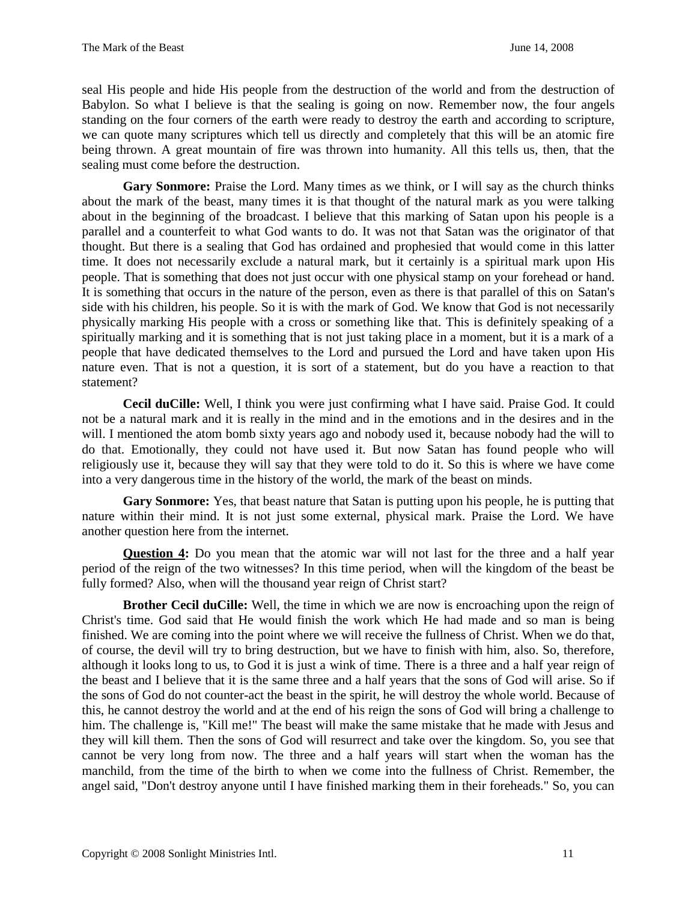seal His people and hide His people from the destruction of the world and from the destruction of Babylon. So what I believe is that the sealing is going on now. Remember now, the four angels standing on the four corners of the earth were ready to destroy the earth and according to scripture, we can quote many scriptures which tell us directly and completely that this will be an atomic fire being thrown. A great mountain of fire was thrown into humanity. All this tells us, then, that the sealing must come before the destruction.

**Gary Sonmore:** Praise the Lord. Many times as we think, or I will say as the church thinks about the mark of the beast, many times it is that thought of the natural mark as you were talking about in the beginning of the broadcast. I believe that this marking of Satan upon his people is a parallel and a counterfeit to what God wants to do. It was not that Satan was the originator of that thought. But there is a sealing that God has ordained and prophesied that would come in this latter time. It does not necessarily exclude a natural mark, but it certainly is a spiritual mark upon His people. That is something that does not just occur with one physical stamp on your forehead or hand. It is something that occurs in the nature of the person, even as there is that parallel of this on Satan's side with his children, his people. So it is with the mark of God. We know that God is not necessarily physically marking His people with a cross or something like that. This is definitely speaking of a spiritually marking and it is something that is not just taking place in a moment, but it is a mark of a people that have dedicated themselves to the Lord and pursued the Lord and have taken upon His nature even. That is not a question, it is sort of a statement, but do you have a reaction to that statement?

**Cecil duCille:** Well, I think you were just confirming what I have said. Praise God. It could not be a natural mark and it is really in the mind and in the emotions and in the desires and in the will. I mentioned the atom bomb sixty years ago and nobody used it, because nobody had the will to do that. Emotionally, they could not have used it. But now Satan has found people who will religiously use it, because they will say that they were told to do it. So this is where we have come into a very dangerous time in the history of the world, the mark of the beast on minds.

**Gary Sonmore:** Yes, that beast nature that Satan is putting upon his people, he is putting that nature within their mind. It is not just some external, physical mark. Praise the Lord. We have another question here from the internet.

**<u>Question 4</u>:** Do you mean that the atomic war will not last for the three and a half year period of the reign of the two witnesses? In this time period, when will the kingdom of the beast be fully formed? Also, when will the thousand year reign of Christ start?

**Brother Cecil duCille:** Well, the time in which we are now is encroaching upon the reign of Christ's time. God said that He would finish the work which He had made and so man is being finished. We are coming into the point where we will receive the fullness of Christ. When we do that, of course, the devil will try to bring destruction, but we have to finish with him, also. So, therefore, although it looks long to us, to God it is just a wink of time. There is a three and a half year reign of the beast and I believe that it is the same three and a half years that the sons of God will arise. So if the sons of God do not counter-act the beast in the spirit, he will destroy the whole world. Because of this, he cannot destroy the world and at the end of his reign the sons of God will bring a challenge to him. The challenge is, "Kill me!" The beast will make the same mistake that he made with Jesus and they will kill them. Then the sons of God will resurrect and take over the kingdom. So, you see that cannot be very long from now. The three and a half years will start when the woman has the manchild, from the time of the birth to when we come into the fullness of Christ. Remember, the angel said, "Don't destroy anyone until I have finished marking them in their foreheads." So, you can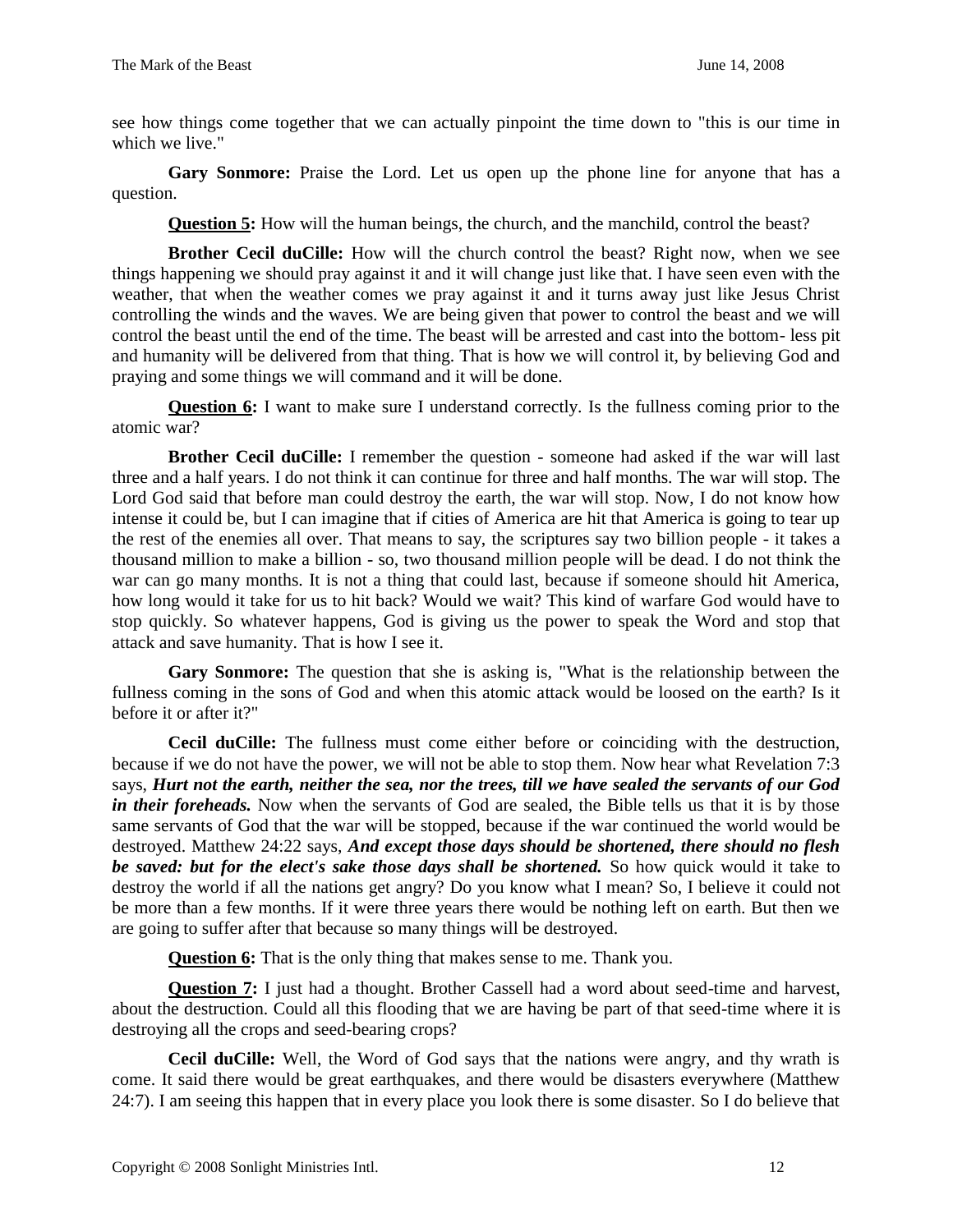see how things come together that we can actually pinpoint the time down to "this is our time in which we live."

**Gary Sonmore:** Praise the Lord. Let us open up the phone line for anyone that has a question.

**Question 5:** How will the human beings, the church, and the manchild, control the beast?

**Brother Cecil duCille:** How will the church control the beast? Right now, when we see things happening we should pray against it and it will change just like that. I have seen even with the weather, that when the weather comes we pray against it and it turns away just like Jesus Christ controlling the winds and the waves. We are being given that power to control the beast and we will control the beast until the end of the time. The beast will be arrested and cast into the bottom- less pit and humanity will be delivered from that thing. That is how we will control it, by believing God and praying and some things we will command and it will be done.

**Question 6:** I want to make sure I understand correctly. Is the fullness coming prior to the atomic war?

**Brother Cecil duCille:** I remember the question - someone had asked if the war will last three and a half years. I do not think it can continue for three and half months. The war will stop. The Lord God said that before man could destroy the earth, the war will stop. Now, I do not know how intense it could be, but I can imagine that if cities of America are hit that America is going to tear up the rest of the enemies all over. That means to say, the scriptures say two billion people - it takes a thousand million to make a billion - so, two thousand million people will be dead. I do not think the war can go many months. It is not a thing that could last, because if someone should hit America, how long would it take for us to hit back? Would we wait? This kind of warfare God would have to stop quickly. So whatever happens, God is giving us the power to speak the Word and stop that attack and save humanity. That is how I see it.

**Gary Sonmore:** The question that she is asking is, "What is the relationship between the fullness coming in the sons of God and when this atomic attack would be loosed on the earth? Is it before it or after it?"

**Cecil duCille:** The fullness must come either before or coinciding with the destruction, because if we do not have the power, we will not be able to stop them. Now hear what Revelation 7:3 says, ***Hurt not the earth, neither the sea, nor the trees, till we have sealed the servants of our God in their foreheads.*** Now when the servants of God are sealed, the Bible tells us that it is by those same servants of God that the war will be stopped, because if the war continued the world would be destroyed. Matthew 24:22 says, ***And except those days should be shortened, there should no flesh be saved: but for the elect's sake those days shall be shortened.*** So how quick would it take to destroy the world if all the nations get angry? Do you know what I mean? So, I believe it could not be more than a few months. If it were three years there would be nothing left on earth. But then we are going to suffer after that because so many things will be destroyed.

**Question 6:** That is the only thing that makes sense to me. Thank you.

**Question 7:** I just had a thought. Brother Cassell had a word about seed-time and harvest, about the destruction. Could all this flooding that we are having be part of that seed-time where it is destroying all the crops and seed-bearing crops?

**Cecil duCille:** Well, the Word of God says that the nations were angry, and thy wrath is come. It said there would be great earthquakes, and there would be disasters everywhere (Matthew 24:7). I am seeing this happen that in every place you look there is some disaster. So I do believe that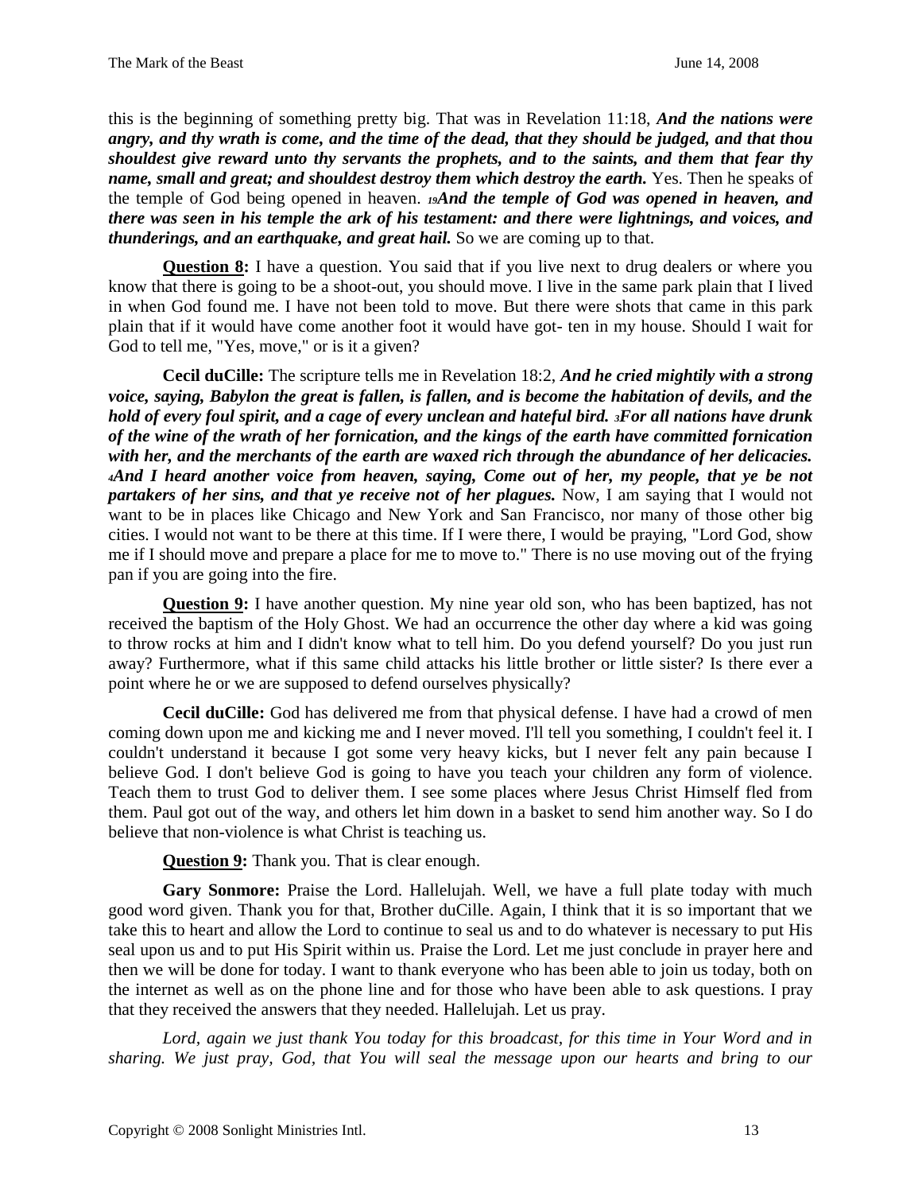this is the beginning of something pretty big. That was in Revelation 11:18, ***And the nations were angry, and thy wrath is come, and the time of the dead, that they should be judged, and that thou shouldest give reward unto thy servants the prophets, and to the saints, and them that fear thy name, small and great; and shouldest destroy them which destroy the earth.*** Yes. Then he speaks of the temple of God being opened in heaven. ***19And the temple of God was opened in heaven, and there was seen in his temple the ark of his testament: and there were lightnings, and voices, and thunderings, and an earthquake, and great hail.*** So we are coming up to that.

**Question 8:** I have a question. You said that if you live next to drug dealers or where you know that there is going to be a shoot-out, you should move. I live in the same park plain that I lived in when God found me. I have not been told to move. But there were shots that came in this park plain that if it would have come another foot it would have got- ten in my house. Should I wait for God to tell me, "Yes, move," or is it a given?

**Cecil duCille:** The scripture tells me in Revelation 18:2, ***And he cried mightily with a strong voice, saying, Babylon the great is fallen, is fallen, and is become the habitation of devils, and the hold of every foul spirit, and a cage of every unclean and hateful bird. 3For all nations have drunk of the wine of the wrath of her fornication, and the kings of the earth have committed fornication with her, and the merchants of the earth are waxed rich through the abundance of her delicacies. 4And I heard another voice from heaven, saying, Come out of her, my people, that ye be not partakers of her sins, and that ye receive not of her plagues.*** Now, I am saying that I would not want to be in places like Chicago and New York and San Francisco, nor many of those other big cities. I would not want to be there at this time. If I were there, I would be praying, "Lord God, show me if I should move and prepare a place for me to move to." There is no use moving out of the frying pan if you are going into the fire.

**Question 9:** I have another question. My nine year old son, who has been baptized, has not received the baptism of the Holy Ghost. We had an occurrence the other day where a kid was going to throw rocks at him and I didn't know what to tell him. Do you defend yourself? Do you just run away? Furthermore, what if this same child attacks his little brother or little sister? Is there ever a point where he or we are supposed to defend ourselves physically?

**Cecil duCille:** God has delivered me from that physical defense. I have had a crowd of men coming down upon me and kicking me and I never moved. I'll tell you something, I couldn't feel it. I couldn't understand it because I got some very heavy kicks, but I never felt any pain because I believe God. I don't believe God is going to have you teach your children any form of violence. Teach them to trust God to deliver them. I see some places where Jesus Christ Himself fled from them. Paul got out of the way, and others let him down in a basket to send him another way. So I do believe that non-violence is what Christ is teaching us.

**Question 9:** Thank you. That is clear enough.

**Gary Sonmore:** Praise the Lord. Hallelujah. Well, we have a full plate today with much good word given. Thank you for that, Brother duCille. Again, I think that it is so important that we take this to heart and allow the Lord to continue to seal us and to do whatever is necessary to put His seal upon us and to put His Spirit within us. Praise the Lord. Let me just conclude in prayer here and then we will be done for today. I want to thank everyone who has been able to join us today, both on the internet as well as on the phone line and for those who have been able to ask questions. I pray that they received the answers that they needed. Hallelujah. Let us pray.

*Lord, again we just thank You today for this broadcast, for this time in Your Word and in sharing. We just pray, God, that You will seal the message upon our hearts and bring to our*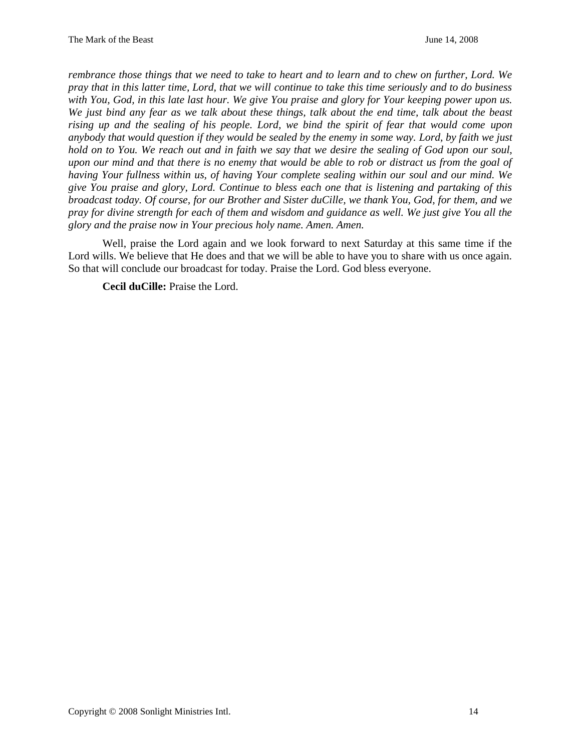*rembrance those things that we need to take to heart and to learn and to chew on further, Lord. We pray that in this latter time, Lord, that we will continue to take this time seriously and to do business with You, God, in this late last hour. We give You praise and glory for Your keeping power upon us. We just bind any fear as we talk about these things, talk about the end time, talk about the beast rising up and the sealing of his people. Lord, we bind the spirit of fear that would come upon anybody that would question if they would be sealed by the enemy in some way. Lord, by faith we just hold on to You. We reach out and in faith we say that we desire the sealing of God upon our soul, upon our mind and that there is no enemy that would be able to rob or distract us from the goal of having Your fullness within us, of having Your complete sealing within our soul and our mind. We give You praise and glory, Lord. Continue to bless each one that is listening and partaking of this broadcast today. Of course, for our Brother and Sister duCille, we thank You, God, for them, and we pray for divine strength for each of them and wisdom and guidance as well. We just give You all the glory and the praise now in Your precious holy name. Amen. Amen.*

Well, praise the Lord again and we look forward to next Saturday at this same time if the Lord wills. We believe that He does and that we will be able to have you to share with us once again. So that will conclude our broadcast for today. Praise the Lord. God bless everyone.

**Cecil duCille:** Praise the Lord.